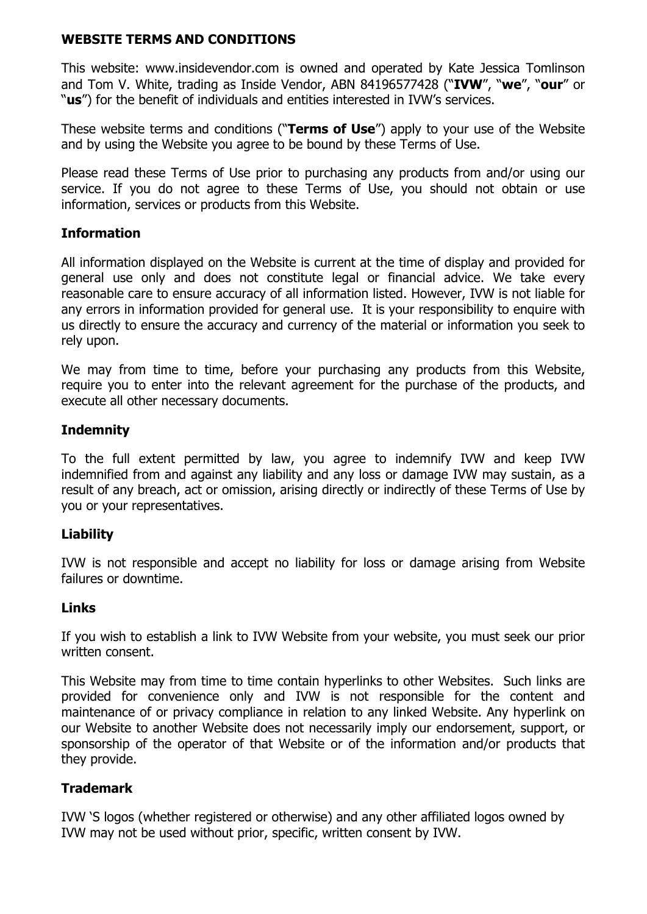**WEBSITE TERMS AND CONDITIONS**

This website: www.insidevendor.com is owned and operated by Kate Jessica Tomlinson and Tom V. White, trading as Inside Vendor, ABN 84196577428 ("**IVW**", "**we**", "**our**" or "**us**") for the benefit of individuals and entities interested in IVW's services.

These website terms and conditions ("**Terms of Use**") apply to your use of the Website and by using the Website you agree to be bound by these Terms of Use.

Please read these Terms of Use prior to purchasing any products from and/or using our service. If you do not agree to these Terms of Use, you should not obtain or use information, services or products from this Website.

**Information**

All information displayed on the Website is current at the time of display and provided for general use only and does not constitute legal or financial advice. We take every reasonable care to ensure accuracy of all information listed. However, IVW is not liable for any errors in information provided for general use. It is your responsibility to enquire with us directly to ensure the accuracy and currency of the material or information you seek to rely upon.

We may from time to time, before your purchasing any products from this Website, require you to enter into the relevant agreement for the purchase of the products, and execute all other necessary documents.

**Indemnity**

To the full extent permitted by law, you agree to indemnify IVW and keep IVW indemnified from and against any liability and any loss or damage IVW may sustain, as a result of any breach, act or omission, arising directly or indirectly of these Terms of Use by you or your representatives.

**Liability**

IVW is not responsible and accept no liability for loss or damage arising from Website failures or downtime.

**Links**

If you wish to establish a link to IVW Website from your website, you must seek our prior written consent.

This Website may from time to time contain hyperlinks to other Websites. Such links are provided for convenience only and IVW is not responsible for the content and maintenance of or privacy compliance in relation to any linked Website. Any hyperlink on our Website to another Website does not necessarily imply our endorsement, support, or sponsorship of the operator of that Website or of the information and/or products that they provide.

**Trademark**

IVW 'S logos (whether registered or otherwise) and any other affiliated logos owned by IVW may not be used without prior, specific, written consent by IVW.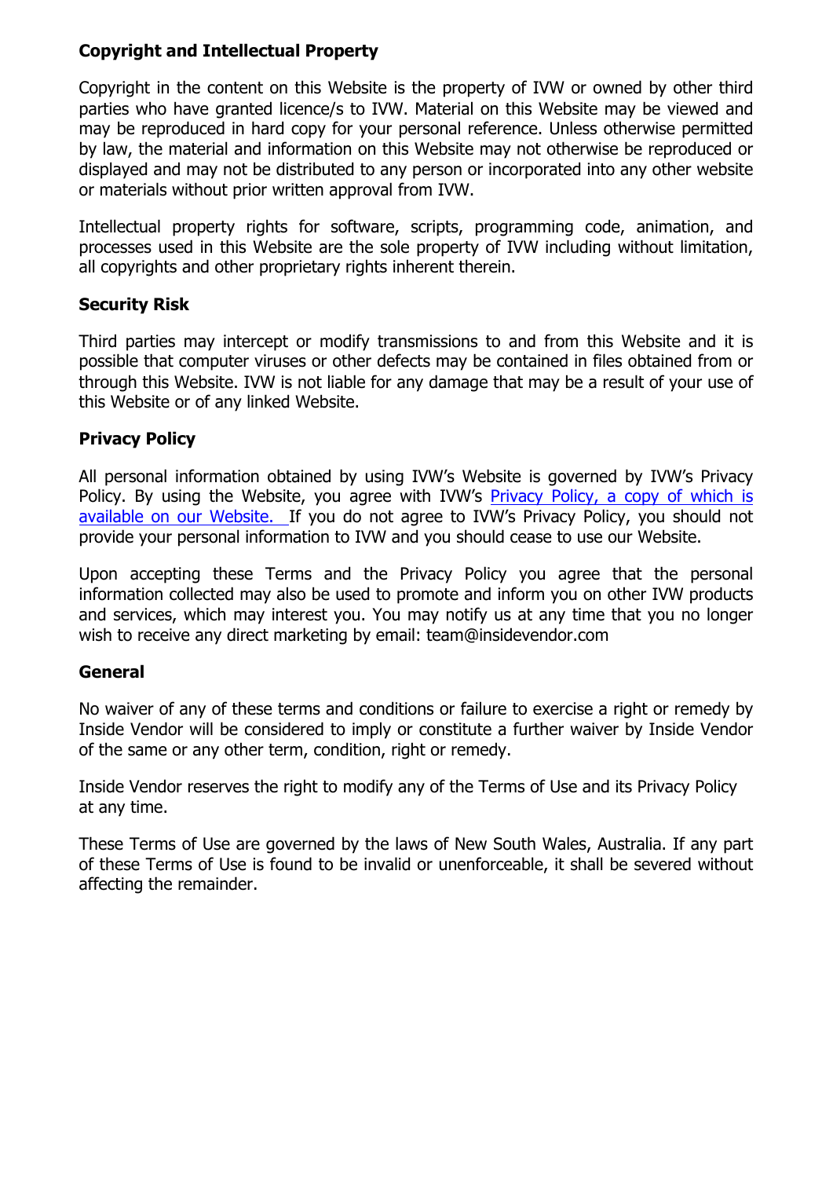**Copyright and Intellectual Property**

Copyright in the content on this Website is the property of IVW or owned by other third parties who have granted licence/s to IVW. Material on this Website may be viewed and may be reproduced in hard copy for your personal reference. Unless otherwise permitted by law, the material and information on this Website may not otherwise be reproduced or displayed and may not be distributed to any person or incorporated into any other website or materials without prior written approval from IVW.

Intellectual property rights for software, scripts, programming code, animation, and processes used in this Website are the sole property of IVW including without limitation, all copyrights and other proprietary rights inherent therein.

**Security Risk**

Third parties may intercept or modify transmissions to and from this Website and it is possible that computer viruses or other defects may be contained in files obtained from or through this Website. IVW is not liable for any damage that may be a result of your use of this Website or of any linked Website.

**Privacy Policy**

All personal information obtained by using IVW's Website is governed by IVW's Privacy Policy. By using the Website, you agree with IVW's Privacy Policy, a copy of which is available on our Website. If you do not agree to IVW's Privacy Policy, you should not provide your personal information to IVW and you should cease to use our Website.

Upon accepting these Terms and the Privacy Policy you agree that the personal information collected may also be used to promote and inform you on other IVW products and services, which may interest you. You may notify us at any time that you no longer wish to receive any direct marketing by email: team@insidevendor.com

**General**

No waiver of any of these terms and conditions or failure to exercise a right or remedy by Inside Vendor will be considered to imply or constitute a further waiver by Inside Vendor of the same or any other term, condition, right or remedy.

Inside Vendor reserves the right to modify any of the Terms of Use and its Privacy Policy at any time.

These Terms of Use are governed by the laws of New South Wales, Australia. If any part of these Terms of Use is found to be invalid or unenforceable, it shall be severed without affecting the remainder.